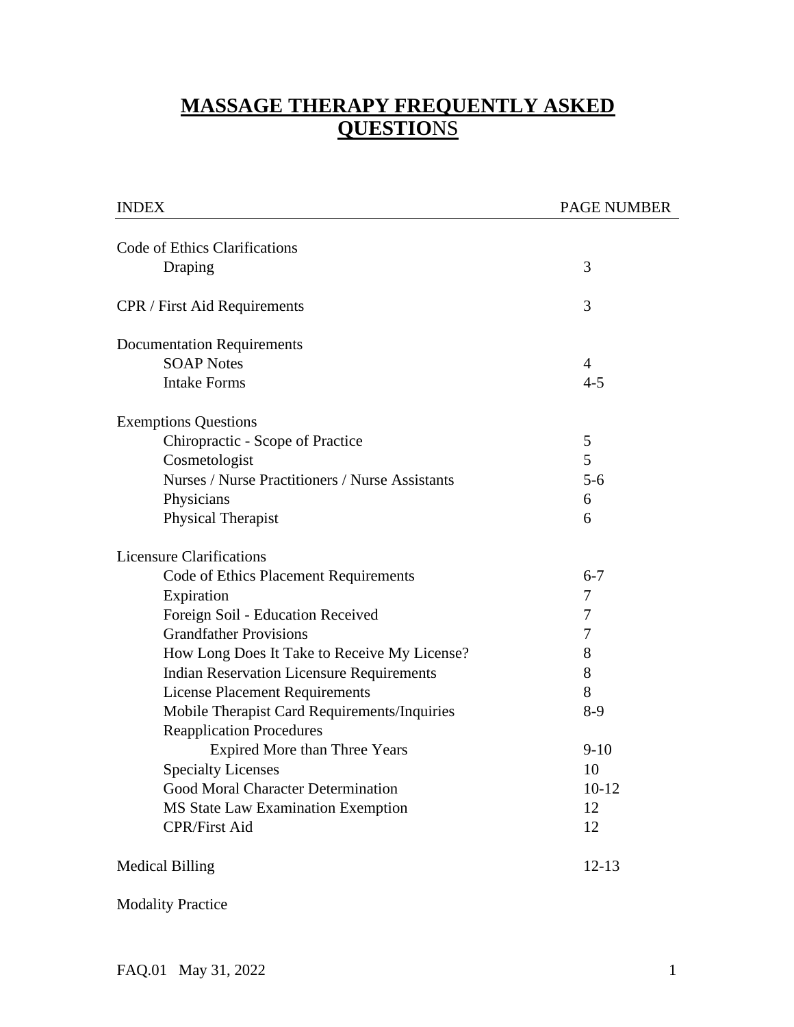# MASSAGE THERAPY FREQUENTLY ASKED QUESTIONS

| INDEX | PAGE NUMBER |
| --- | --- |
| Code of Ethics Clarifications | |
| Draping | 3 |
| CPR / First Aid Requirements | 3 |
| Documentation Requirements | |
| SOAP Notes | 4 |
| Intake Forms | 4-5 |
| Exemptions Questions | |
| Chiropractic - Scope of Practice | 5 |
| Cosmetologist | 5 |
| Nurses / Nurse Practitioners / Nurse Assistants | 5-6 |
| Physicians | 6 |
| Physical Therapist | 6 |
| Licensure Clarifications | |
| Code of Ethics Placement Requirements | 6-7 |
| Expiration | 7 |
| Foreign Soil - Education Received | 7 |
| Grandfather Provisions | 7 |
| How Long Does It Take to Receive My License? | 8 |
| Indian Reservation Licensure Requirements | 8 |
| License Placement Requirements | 8 |
| Mobile Therapist Card Requirements/Inquiries | 8-9 |
| Reapplication Procedures | |
| Expired More than Three Years | 9-10 |
| Specialty Licenses | 10 |
| Good Moral Character Determination | 10-12 |
| MS State Law Examination Exemption | 12 |
| CPR/First Aid | 12 |
| Medical Billing | 12-13 |
| Modality Practice | |

FAQ.01 May 31, 2022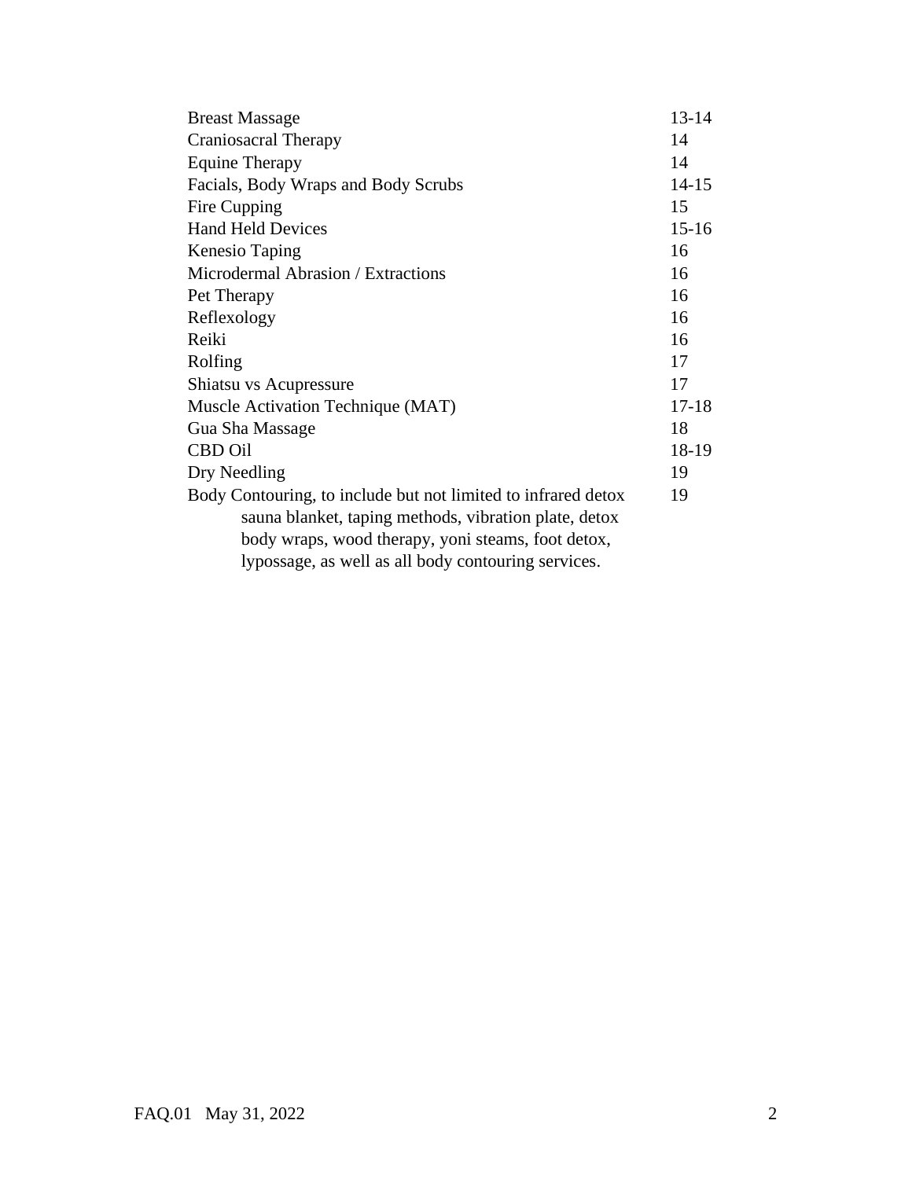| | |
|---|---|
| Breast Massage | 13-14 |
| Craniosacral Therapy | 14 |
| Equine Therapy | 14 |
| Facials, Body Wraps and Body Scrubs | 14-15 |
| Fire Cupping | 15 |
| Hand Held Devices | 15-16 |
| Kenesio Taping | 16 |
| Microdermal Abrasion / Extractions | 16 |
| Pet Therapy | 16 |
| Reflexology | 16 |
| Reiki | 16 |
| Rolfing | 17 |
| Shiatsu vs Acupressure | 17 |
| Muscle Activation Technique (MAT) | 17-18 |
| Gua Sha Massage | 18 |
| CBD Oil | 18-19 |
| Dry Needling | 19 |
| Body Contouring, to include but not limited to infrared detox sauna blanket, taping methods, vibration plate, detox body wraps, wood therapy, yoni steams, foot detox, lypossage, as well as all body contouring services. | 19 |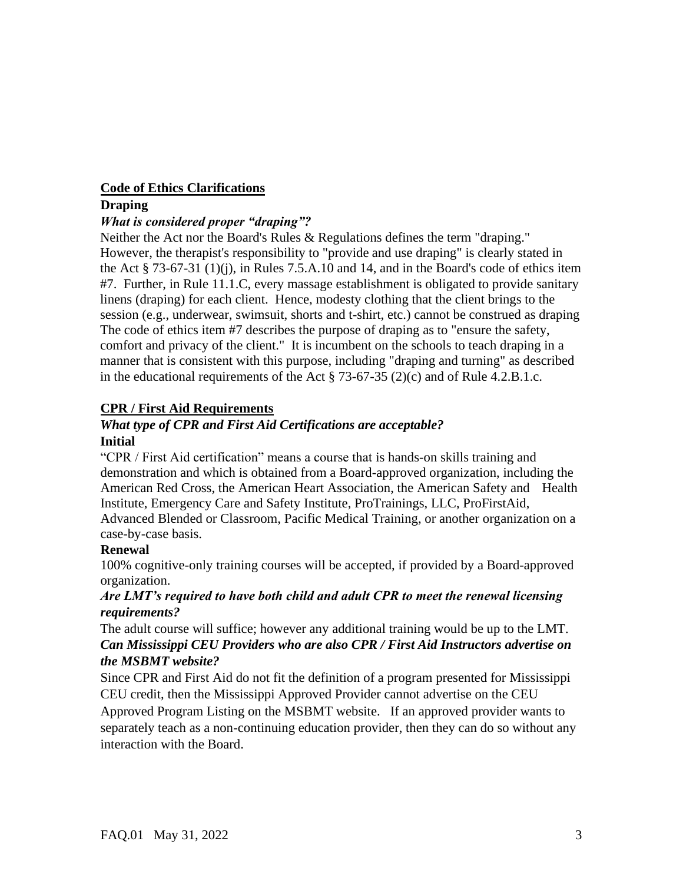## Code of Ethics Clarifications

### Draping

***What is considered proper "draping"?***

Neither the Act nor the Board's Rules & Regulations defines the term "draping." However, the therapist's responsibility to "provide and use draping" is clearly stated in the Act § 73-67-31 (1)(j), in Rules 7.5.A.10 and 14, and in the Board's code of ethics item #7. Further, in Rule 11.1.C, every massage establishment is obligated to provide sanitary linens (draping) for each client. Hence, modesty clothing that the client brings to the session (e.g., underwear, swimsuit, shorts and t-shirt, etc.) cannot be construed as draping The code of ethics item #7 describes the purpose of draping as to "ensure the safety, comfort and privacy of the client." It is incumbent on the schools to teach draping in a manner that is consistent with this purpose, including "draping and turning" as described in the educational requirements of the Act § 73-67-35 (2)(c) and of Rule 4.2.B.1.c.

## CPR / First Aid Requirements

***What type of CPR and First Aid Certifications are acceptable?***

### Initial

"CPR / First Aid certification" means a course that is hands-on skills training and demonstration and which is obtained from a Board-approved organization, including the American Red Cross, the American Heart Association, the American Safety and Health Institute, Emergency Care and Safety Institute, ProTrainings, LLC, ProFirstAid, Advanced Blended or Classroom, Pacific Medical Training, or another organization on a case-by-case basis.

### Renewal

100% cognitive-only training courses will be accepted, if provided by a Board-approved organization.

***Are LMT's required to have both child and adult CPR to meet the renewal licensing requirements?***

The adult course will suffice; however any additional training would be up to the LMT.

***Can Mississippi CEU Providers who are also CPR / First Aid Instructors advertise on the MSBMT website?***

Since CPR and First Aid do not fit the definition of a program presented for Mississippi CEU credit, then the Mississippi Approved Provider cannot advertise on the CEU Approved Program Listing on the MSBMT website. If an approved provider wants to separately teach as a non-continuing education provider, then they can do so without any interaction with the Board.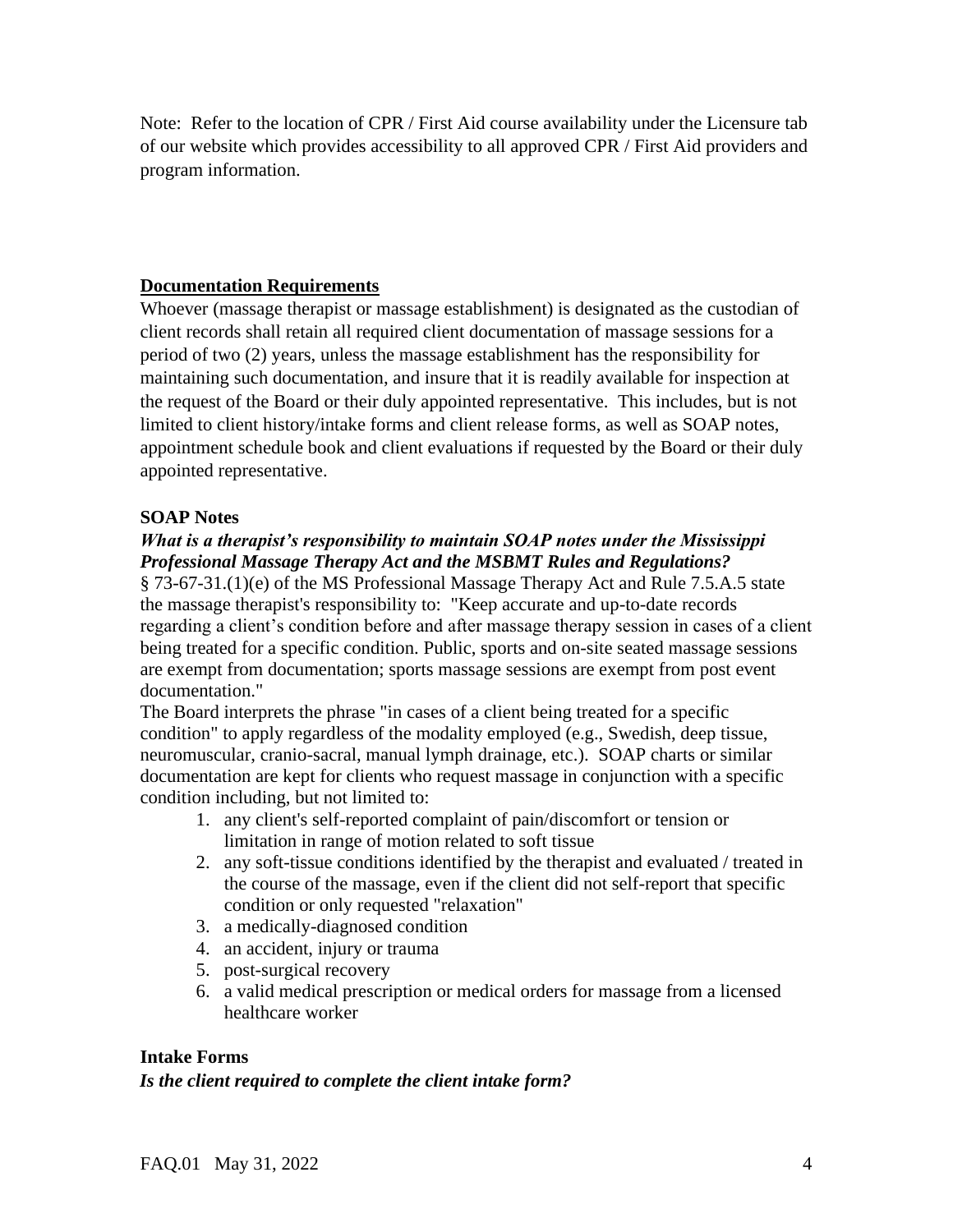Note: Refer to the location of CPR / First Aid course availability under the Licensure tab of our website which provides accessibility to all approved CPR / First Aid providers and program information.

## Documentation Requirements

Whoever (massage therapist or massage establishment) is designated as the custodian of client records shall retain all required client documentation of massage sessions for a period of two (2) years, unless the massage establishment has the responsibility for maintaining such documentation, and insure that it is readily available for inspection at the request of the Board or their duly appointed representative. This includes, but is not limited to client history/intake forms and client release forms, as well as SOAP notes, appointment schedule book and client evaluations if requested by the Board or their duly appointed representative.

### SOAP Notes

***What is a therapist's responsibility to maintain SOAP notes under the Mississippi Professional Massage Therapy Act and the MSBMT Rules and Regulations?***

§ 73-67-31.(1)(e) of the MS Professional Massage Therapy Act and Rule 7.5.A.5 state the massage therapist's responsibility to: "Keep accurate and up-to-date records regarding a client's condition before and after massage therapy session in cases of a client being treated for a specific condition. Public, sports and on-site seated massage sessions are exempt from documentation; sports massage sessions are exempt from post event documentation."

The Board interprets the phrase "in cases of a client being treated for a specific condition" to apply regardless of the modality employed (e.g., Swedish, deep tissue, neuromuscular, cranio-sacral, manual lymph drainage, etc.). SOAP charts or similar documentation are kept for clients who request massage in conjunction with a specific condition including, but not limited to:

1. any client's self-reported complaint of pain/discomfort or tension or limitation in range of motion related to soft tissue
2. any soft-tissue conditions identified by the therapist and evaluated / treated in the course of the massage, even if the client did not self-report that specific condition or only requested "relaxation"
3. a medically-diagnosed condition
4. an accident, injury or trauma
5. post-surgical recovery
6. a valid medical prescription or medical orders for massage from a licensed healthcare worker

### Intake Forms

***Is the client required to complete the client intake form?***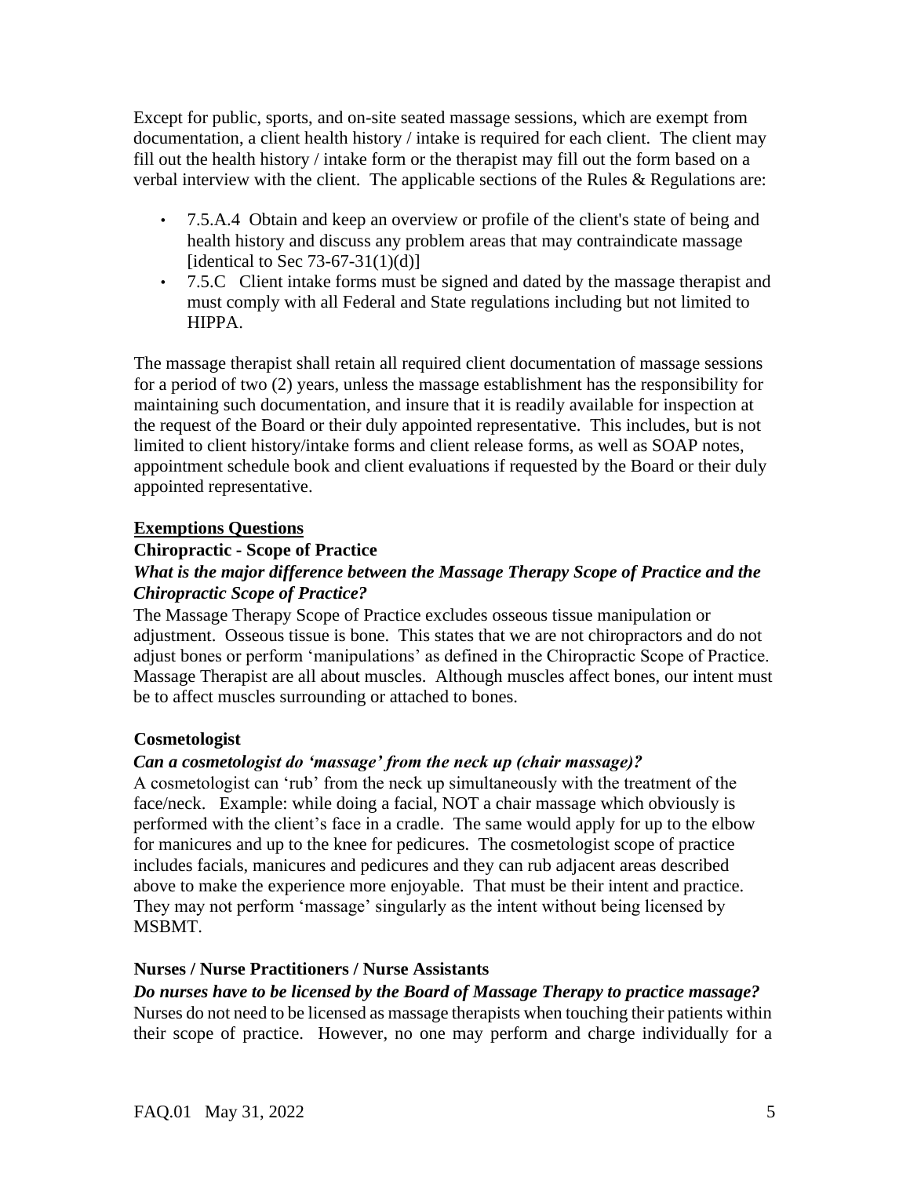Except for public, sports, and on-site seated massage sessions, which are exempt from documentation, a client health history / intake is required for each client. The client may fill out the health history / intake form or the therapist may fill out the form based on a verbal interview with the client. The applicable sections of the Rules & Regulations are:

- 7.5.A.4 Obtain and keep an overview or profile of the client's state of being and health history and discuss any problem areas that may contraindicate massage [identical to Sec 73-67-31(1)(d)]
- 7.5.C Client intake forms must be signed and dated by the massage therapist and must comply with all Federal and State regulations including but not limited to HIPPA.

The massage therapist shall retain all required client documentation of massage sessions for a period of two (2) years, unless the massage establishment has the responsibility for maintaining such documentation, and insure that it is readily available for inspection at the request of the Board or their duly appointed representative. This includes, but is not limited to client history/intake forms and client release forms, as well as SOAP notes, appointment schedule book and client evaluations if requested by the Board or their duly appointed representative.

## Exemptions Questions

### Chiropractic - Scope of Practice

***What is the major difference between the Massage Therapy Scope of Practice and the Chiropractic Scope of Practice?***

The Massage Therapy Scope of Practice excludes osseous tissue manipulation or adjustment. Osseous tissue is bone. This states that we are not chiropractors and do not adjust bones or perform 'manipulations' as defined in the Chiropractic Scope of Practice. Massage Therapist are all about muscles. Although muscles affect bones, our intent must be to affect muscles surrounding or attached to bones.

### Cosmetologist

***Can a cosmetologist do 'massage' from the neck up (chair massage)?***

A cosmetologist can 'rub' from the neck up simultaneously with the treatment of the face/neck. Example: while doing a facial, NOT a chair massage which obviously is performed with the client's face in a cradle. The same would apply for up to the elbow for manicures and up to the knee for pedicures. The cosmetologist scope of practice includes facials, manicures and pedicures and they can rub adjacent areas described above to make the experience more enjoyable. That must be their intent and practice. They may not perform 'massage' singularly as the intent without being licensed by MSBMT.

### Nurses / Nurse Practitioners / Nurse Assistants

***Do nurses have to be licensed by the Board of Massage Therapy to practice massage?***

Nurses do not need to be licensed as massage therapists when touching their patients within their scope of practice. However, no one may perform and charge individually for a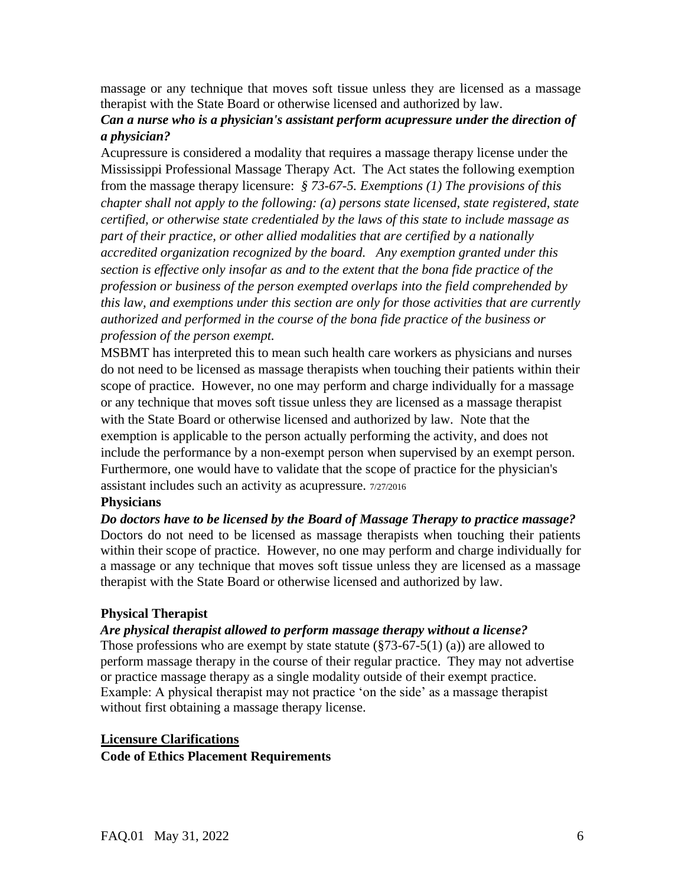massage or any technique that moves soft tissue unless they are licensed as a massage therapist with the State Board or otherwise licensed and authorized by law.

***Can a nurse who is a physician's assistant perform acupressure under the direction of a physician?***

Acupressure is considered a modality that requires a massage therapy license under the Mississippi Professional Massage Therapy Act. The Act states the following exemption from the massage therapy licensure: *§ 73-67-5. Exemptions (1) The provisions of this chapter shall not apply to the following: (a) persons state licensed, state registered, state certified, or otherwise state credentialed by the laws of this state to include massage as part of their practice, or other allied modalities that are certified by a nationally accredited organization recognized by the board. Any exemption granted under this section is effective only insofar as and to the extent that the bona fide practice of the profession or business of the person exempted overlaps into the field comprehended by this law, and exemptions under this section are only for those activities that are currently authorized and performed in the course of the bona fide practice of the business or profession of the person exempt.*

MSBMT has interpreted this to mean such health care workers as physicians and nurses do not need to be licensed as massage therapists when touching their patients within their scope of practice. However, no one may perform and charge individually for a massage or any technique that moves soft tissue unless they are licensed as a massage therapist with the State Board or otherwise licensed and authorized by law. Note that the exemption is applicable to the person actually performing the activity, and does not include the performance by a non-exempt person when supervised by an exempt person. Furthermore, one would have to validate that the scope of practice for the physician's assistant includes such an activity as acupressure. 7/27/2016

**Physicians**

***Do doctors have to be licensed by the Board of Massage Therapy to practice massage?***

Doctors do not need to be licensed as massage therapists when touching their patients within their scope of practice. However, no one may perform and charge individually for a massage or any technique that moves soft tissue unless they are licensed as a massage therapist with the State Board or otherwise licensed and authorized by law.

**Physical Therapist**

***Are physical therapist allowed to perform massage therapy without a license?***

Those professions who are exempt by state statute (§73-67-5(1) (a)) are allowed to perform massage therapy in the course of their regular practice. They may not advertise or practice massage therapy as a single modality outside of their exempt practice. Example: A physical therapist may not practice 'on the side' as a massage therapist without first obtaining a massage therapy license.

## Licensure Clarifications

**Code of Ethics Placement Requirements**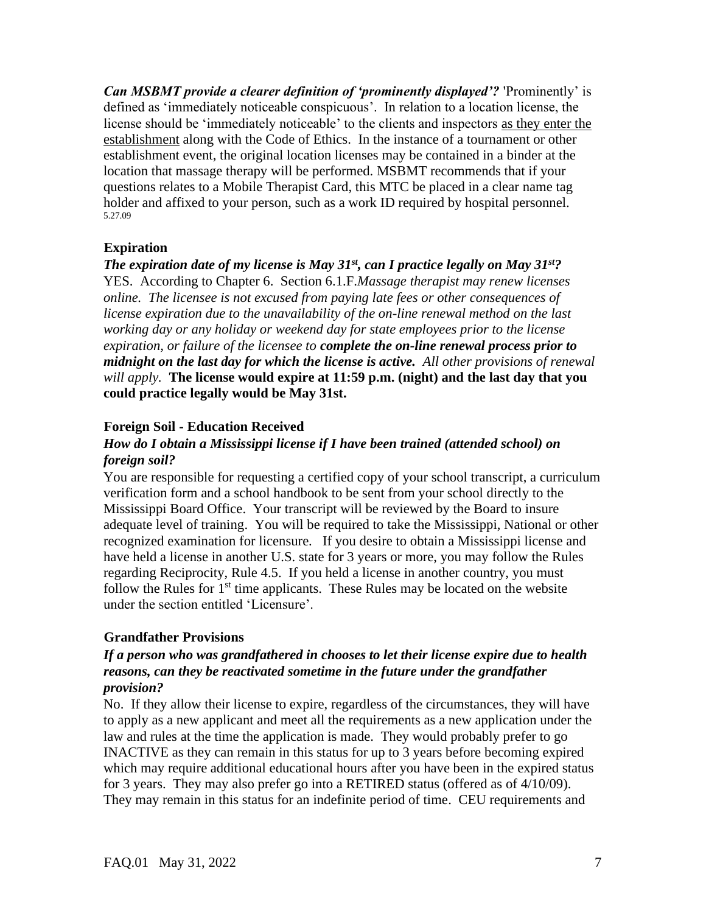***Can MSBMT provide a clearer definition of 'prominently displayed'?*** 'Prominently' is defined as 'immediately noticeable conspicuous'. In relation to a location license, the license should be 'immediately noticeable' to the clients and inspectors as they enter the establishment along with the Code of Ethics. In the instance of a tournament or other establishment event, the original location licenses may be contained in a binder at the location that massage therapy will be performed. MSBMT recommends that if your questions relates to a Mobile Therapist Card, this MTC be placed in a clear name tag holder and affixed to your person, such as a work ID required by hospital personnel. 5.27.09

## Expiration

***The expiration date of my license is May 31st, can I practice legally on May 31st?***
YES. According to Chapter 6. Section 6.1.F.*Massage therapist may renew licenses online. The licensee is not excused from paying late fees or other consequences of license expiration due to the unavailability of the on-line renewal method on the last working day or any holiday or weekend day for state employees prior to the license expiration, or failure of the licensee to* ***complete the on-line renewal process prior to midnight on the last day for which the license is active.*** *All other provisions of renewal will apply.* **The license would expire at 11:59 p.m. (night) and the last day that you could practice legally would be May 31st.**

## Foreign Soil - Education Received

***How do I obtain a Mississippi license if I have been trained (attended school) on foreign soil?***
You are responsible for requesting a certified copy of your school transcript, a curriculum verification form and a school handbook to be sent from your school directly to the Mississippi Board Office. Your transcript will be reviewed by the Board to insure adequate level of training. You will be required to take the Mississippi, National or other recognized examination for licensure. If you desire to obtain a Mississippi license and have held a license in another U.S. state for 3 years or more, you may follow the Rules regarding Reciprocity, Rule 4.5. If you held a license in another country, you must follow the Rules for 1st time applicants. These Rules may be located on the website under the section entitled 'Licensure'.

## Grandfather Provisions

***If a person who was grandfathered in chooses to let their license expire due to health reasons, can they be reactivated sometime in the future under the grandfather provision?***
No. If they allow their license to expire, regardless of the circumstances, they will have to apply as a new applicant and meet all the requirements as a new application under the law and rules at the time the application is made. They would probably prefer to go INACTIVE as they can remain in this status for up to 3 years before becoming expired which may require additional educational hours after you have been in the expired status for 3 years. They may also prefer go into a RETIRED status (offered as of 4/10/09). They may remain in this status for an indefinite period of time. CEU requirements and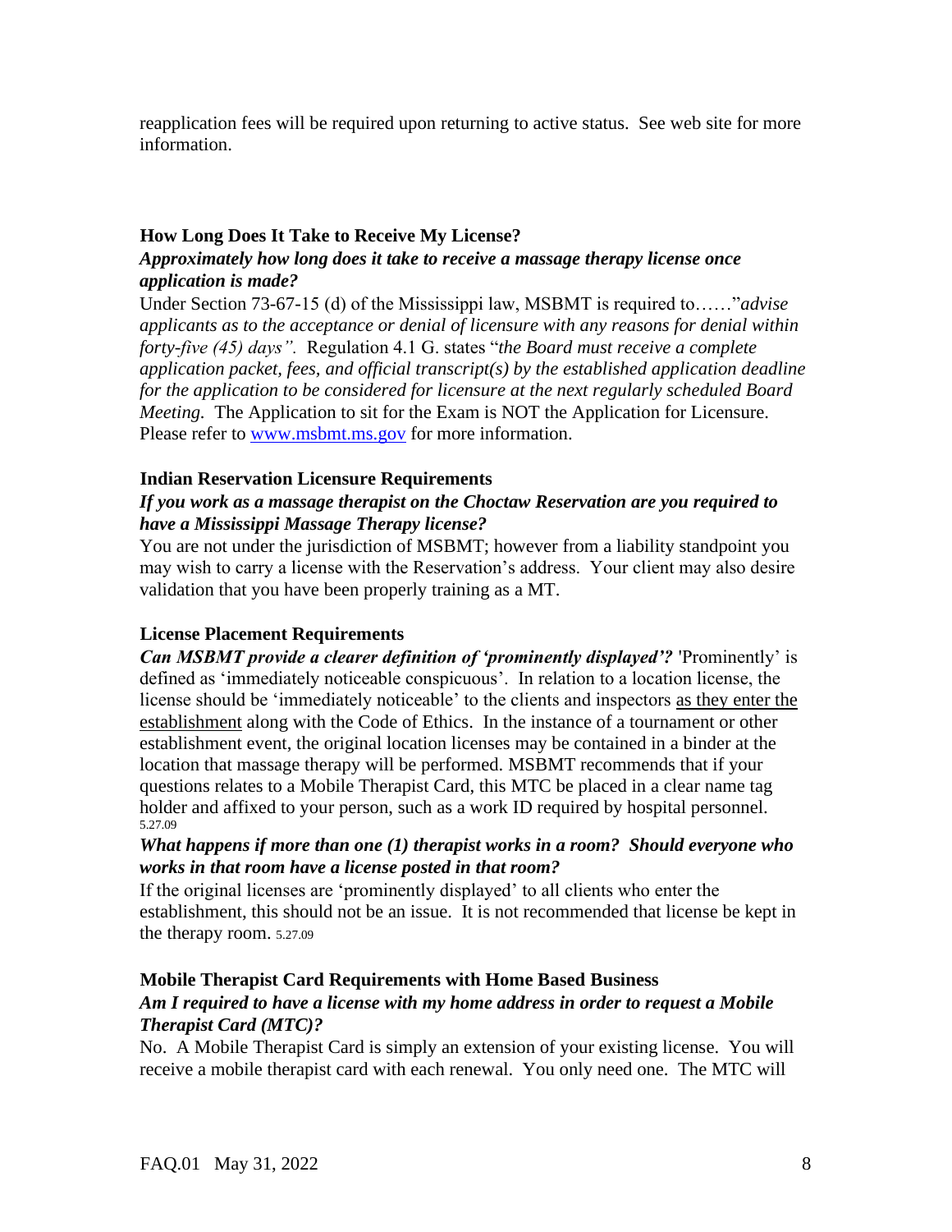reapplication fees will be required upon returning to active status. See web site for more information.

### How Long Does It Take to Receive My License?

***Approximately how long does it take to receive a massage therapy license once application is made?***

Under Section 73-67-15 (d) of the Mississippi law, MSBMT is required to……"*advise applicants as to the acceptance or denial of licensure with any reasons for denial within forty-five (45) days".* Regulation 4.1 G. states "*the Board must receive a complete application packet, fees, and official transcript(s) by the established application deadline for the application to be considered for licensure at the next regularly scheduled Board Meeting.* The Application to sit for the Exam is NOT the Application for Licensure. Please refer to www.msbmt.ms.gov for more information.

### Indian Reservation Licensure Requirements

***If you work as a massage therapist on the Choctaw Reservation are you required to have a Mississippi Massage Therapy license?***

You are not under the jurisdiction of MSBMT; however from a liability standpoint you may wish to carry a license with the Reservation's address. Your client may also desire validation that you have been properly training as a MT.

### License Placement Requirements

***Can MSBMT provide a clearer definition of 'prominently displayed'?*** 'Prominently' is defined as 'immediately noticeable conspicuous'. In relation to a location license, the license should be 'immediately noticeable' to the clients and inspectors as they enter the establishment along with the Code of Ethics. In the instance of a tournament or other establishment event, the original location licenses may be contained in a binder at the location that massage therapy will be performed. MSBMT recommends that if your questions relates to a Mobile Therapist Card, this MTC be placed in a clear name tag holder and affixed to your person, such as a work ID required by hospital personnel. 5.27.09

***What happens if more than one (1) therapist works in a room? Should everyone who works in that room have a license posted in that room?***

If the original licenses are 'prominently displayed' to all clients who enter the establishment, this should not be an issue. It is not recommended that license be kept in the therapy room. 5.27.09

### Mobile Therapist Card Requirements with Home Based Business

***Am I required to have a license with my home address in order to request a Mobile Therapist Card (MTC)?***

No. A Mobile Therapist Card is simply an extension of your existing license. You will receive a mobile therapist card with each renewal. You only need one. The MTC will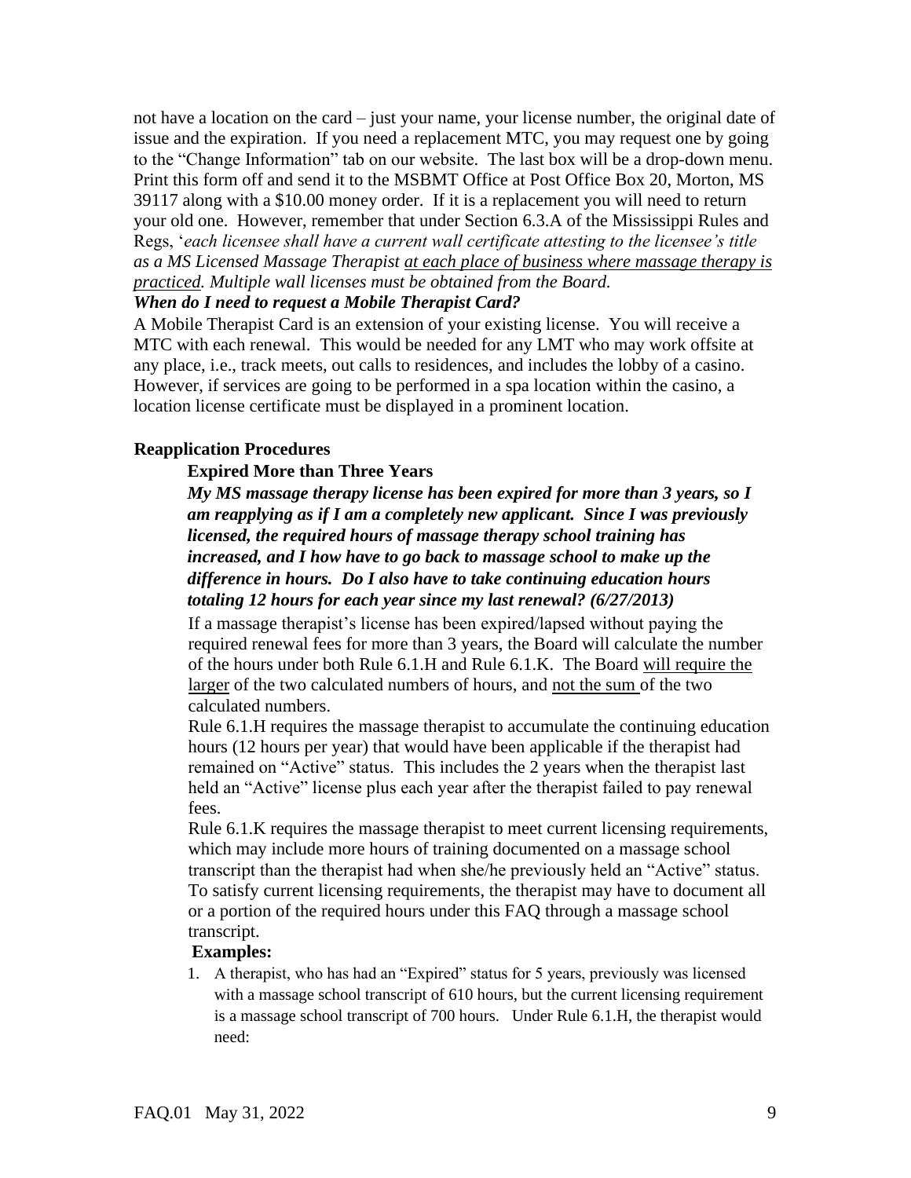not have a location on the card – just your name, your license number, the original date of issue and the expiration. If you need a replacement MTC, you may request one by going to the "Change Information" tab on our website. The last box will be a drop-down menu. Print this form off and send it to the MSBMT Office at Post Office Box 20, Morton, MS 39117 along with a $10.00 money order. If it is a replacement you will need to return your old one. However, remember that under Section 6.3.A of the Mississippi Rules and Regs, '*each licensee shall have a current wall certificate attesting to the licensee's title as a MS Licensed Massage Therapist <u>at each place of business where massage therapy is practiced</u>. Multiple wall licenses must be obtained from the Board.*

***When do I need to request a Mobile Therapist Card?***

A Mobile Therapist Card is an extension of your existing license. You will receive a MTC with each renewal. This would be needed for any LMT who may work offsite at any place, i.e., track meets, out calls to residences, and includes the lobby of a casino. However, if services are going to be performed in a spa location within the casino, a location license certificate must be displayed in a prominent location.

## Reapplication Procedures

### Expired More than Three Years

***My MS massage therapy license has been expired for more than 3 years, so I am reapplying as if I am a completely new applicant. Since I was previously licensed, the required hours of massage therapy school training has increased, and I how have to go back to massage school to make up the difference in hours. Do I also have to take continuing education hours totaling 12 hours for each year since my last renewal? (6/27/2013)***

If a massage therapist's license has been expired/lapsed without paying the required renewal fees for more than 3 years, the Board will calculate the number of the hours under both Rule 6.1.H and Rule 6.1.K. The Board <u>will require the larger</u> of the two calculated numbers of hours, and <u>not the sum</u> of the two calculated numbers.

Rule 6.1.H requires the massage therapist to accumulate the continuing education hours (12 hours per year) that would have been applicable if the therapist had remained on "Active" status. This includes the 2 years when the therapist last held an "Active" license plus each year after the therapist failed to pay renewal fees.

Rule 6.1.K requires the massage therapist to meet current licensing requirements, which may include more hours of training documented on a massage school transcript than the therapist had when she/he previously held an "Active" status. To satisfy current licensing requirements, the therapist may have to document all or a portion of the required hours under this FAQ through a massage school transcript.

**Examples:**

1. A therapist, who has had an "Expired" status for 5 years, previously was licensed with a massage school transcript of 610 hours, but the current licensing requirement is a massage school transcript of 700 hours. Under Rule 6.1.H, the therapist would need: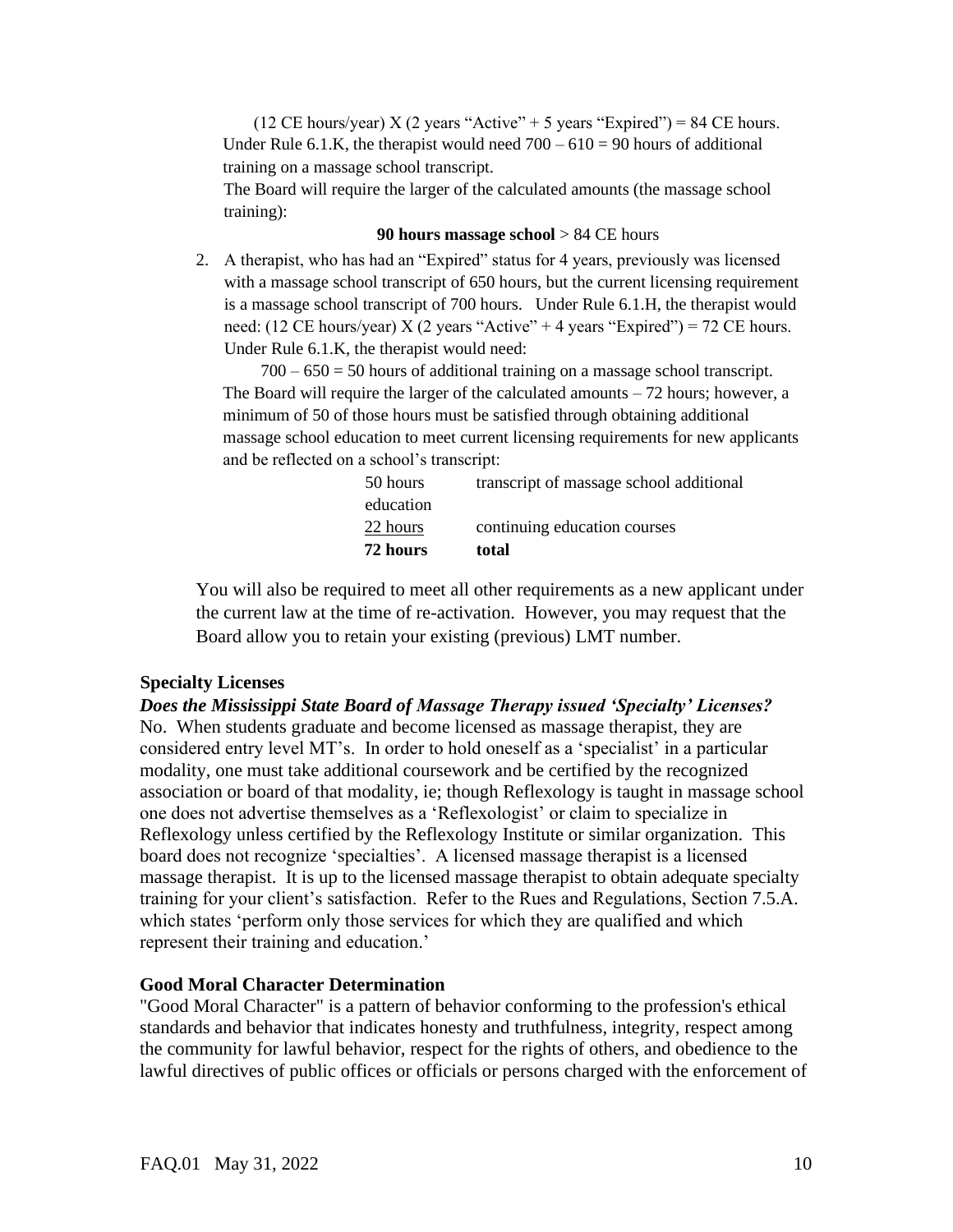(12 CE hours/year) X (2 years "Active" + 5 years "Expired") = 84 CE hours.
Under Rule 6.1.K, the therapist would need 700 – 610 = 90 hours of additional training on a massage school transcript.
The Board will require the larger of the calculated amounts (the massage school training):

**90 hours massage school** > 84 CE hours

2. A therapist, who has had an "Expired" status for 4 years, previously was licensed with a massage school transcript of 650 hours, but the current licensing requirement is a massage school transcript of 700 hours. Under Rule 6.1.H, the therapist would need: (12 CE hours/year) X (2 years "Active" + 4 years "Expired") = 72 CE hours. Under Rule 6.1.K, the therapist would need:
   700 – 650 = 50 hours of additional training on a massage school transcript.
   The Board will require the larger of the calculated amounts – 72 hours; however, a minimum of 50 of those hours must be satisfied through obtaining additional massage school education to meet current licensing requirements for new applicants and be reflected on a school's transcript:

| | |
|---|---|
| 50 hours | transcript of massage school additional education |
| 22 hours | continuing education courses |
| **72 hours** | **total** |

You will also be required to meet all other requirements as a new applicant under the current law at the time of re-activation. However, you may request that the Board allow you to retain your existing (previous) LMT number.

**Specialty Licenses**

***Does the Mississippi State Board of Massage Therapy issued 'Specialty' Licenses?***
No. When students graduate and become licensed as massage therapist, they are considered entry level MT's. In order to hold oneself as a 'specialist' in a particular modality, one must take additional coursework and be certified by the recognized association or board of that modality, ie; though Reflexology is taught in massage school one does not advertise themselves as a 'Reflexologist' or claim to specialize in Reflexology unless certified by the Reflexology Institute or similar organization. This board does not recognize 'specialties'. A licensed massage therapist is a licensed massage therapist. It is up to the licensed massage therapist to obtain adequate specialty training for your client's satisfaction. Refer to the Rues and Regulations, Section 7.5.A. which states 'perform only those services for which they are qualified and which represent their training and education.'

**Good Moral Character Determination**

"Good Moral Character" is a pattern of behavior conforming to the profession's ethical standards and behavior that indicates honesty and truthfulness, integrity, respect among the community for lawful behavior, respect for the rights of others, and obedience to the lawful directives of public offices or officials or persons charged with the enforcement of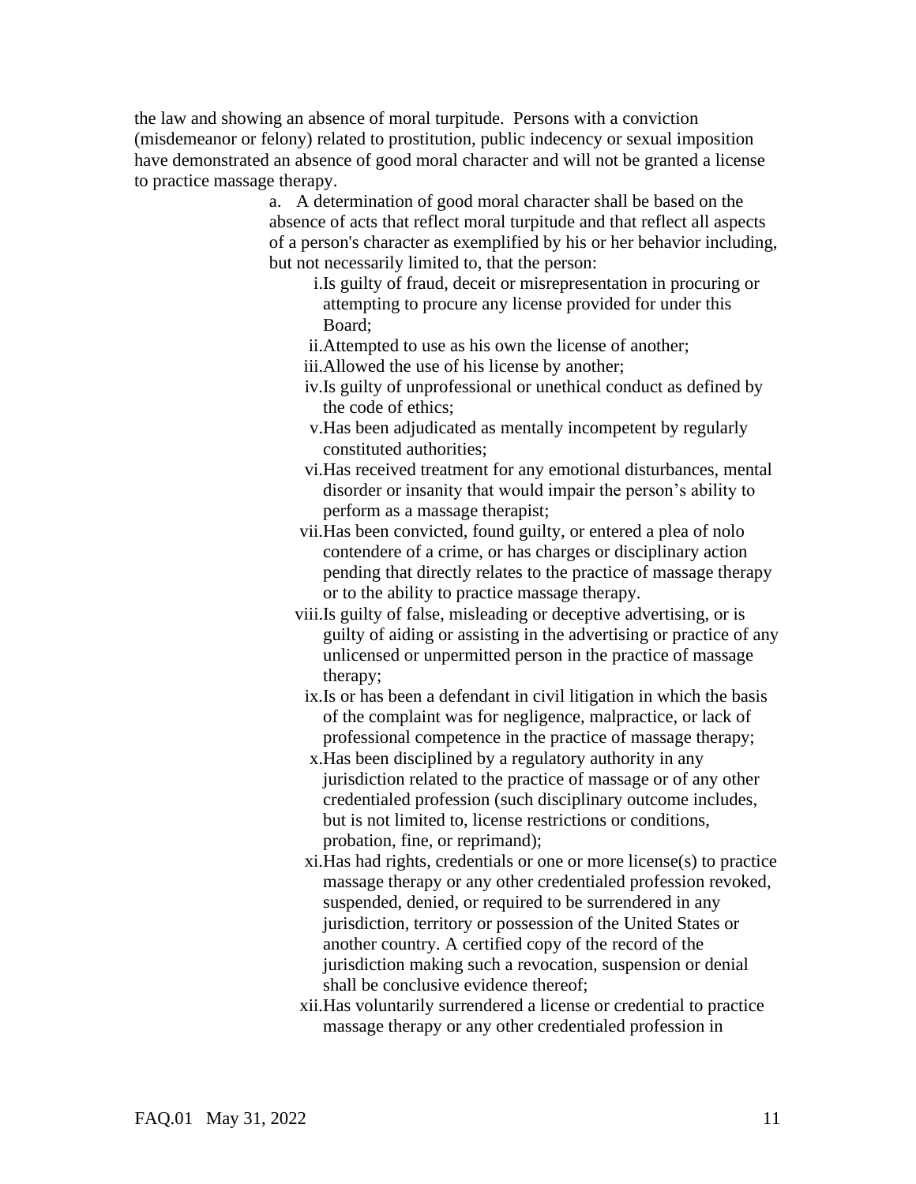the law and showing an absence of moral turpitude. Persons with a conviction (misdemeanor or felony) related to prostitution, public indecency or sexual imposition have demonstrated an absence of good moral character and will not be granted a license to practice massage therapy.

a. A determination of good moral character shall be based on the absence of acts that reflect moral turpitude and that reflect all aspects of a person's character as exemplified by his or her behavior including, but not necessarily limited to, that the person:

   i. Is guilty of fraud, deceit or misrepresentation in procuring or attempting to procure any license provided for under this Board;
   ii. Attempted to use as his own the license of another;
   iii. Allowed the use of his license by another;
   iv. Is guilty of unprofessional or unethical conduct as defined by the code of ethics;
   v. Has been adjudicated as mentally incompetent by regularly constituted authorities;
   vi. Has received treatment for any emotional disturbances, mental disorder or insanity that would impair the person's ability to perform as a massage therapist;
   vii. Has been convicted, found guilty, or entered a plea of nolo contendere of a crime, or has charges or disciplinary action pending that directly relates to the practice of massage therapy or to the ability to practice massage therapy.
   viii. Is guilty of false, misleading or deceptive advertising, or is guilty of aiding or assisting in the advertising or practice of any unlicensed or unpermitted person in the practice of massage therapy;
   ix. Is or has been a defendant in civil litigation in which the basis of the complaint was for negligence, malpractice, or lack of professional competence in the practice of massage therapy;
   x. Has been disciplined by a regulatory authority in any jurisdiction related to the practice of massage or of any other credentialed profession (such disciplinary outcome includes, but is not limited to, license restrictions or conditions, probation, fine, or reprimand);
   xi. Has had rights, credentials or one or more license(s) to practice massage therapy or any other credentialed profession revoked, suspended, denied, or required to be surrendered in any jurisdiction, territory or possession of the United States or another country. A certified copy of the record of the jurisdiction making such a revocation, suspension or denial shall be conclusive evidence thereof;
   xii. Has voluntarily surrendered a license or credential to practice massage therapy or any other credentialed profession in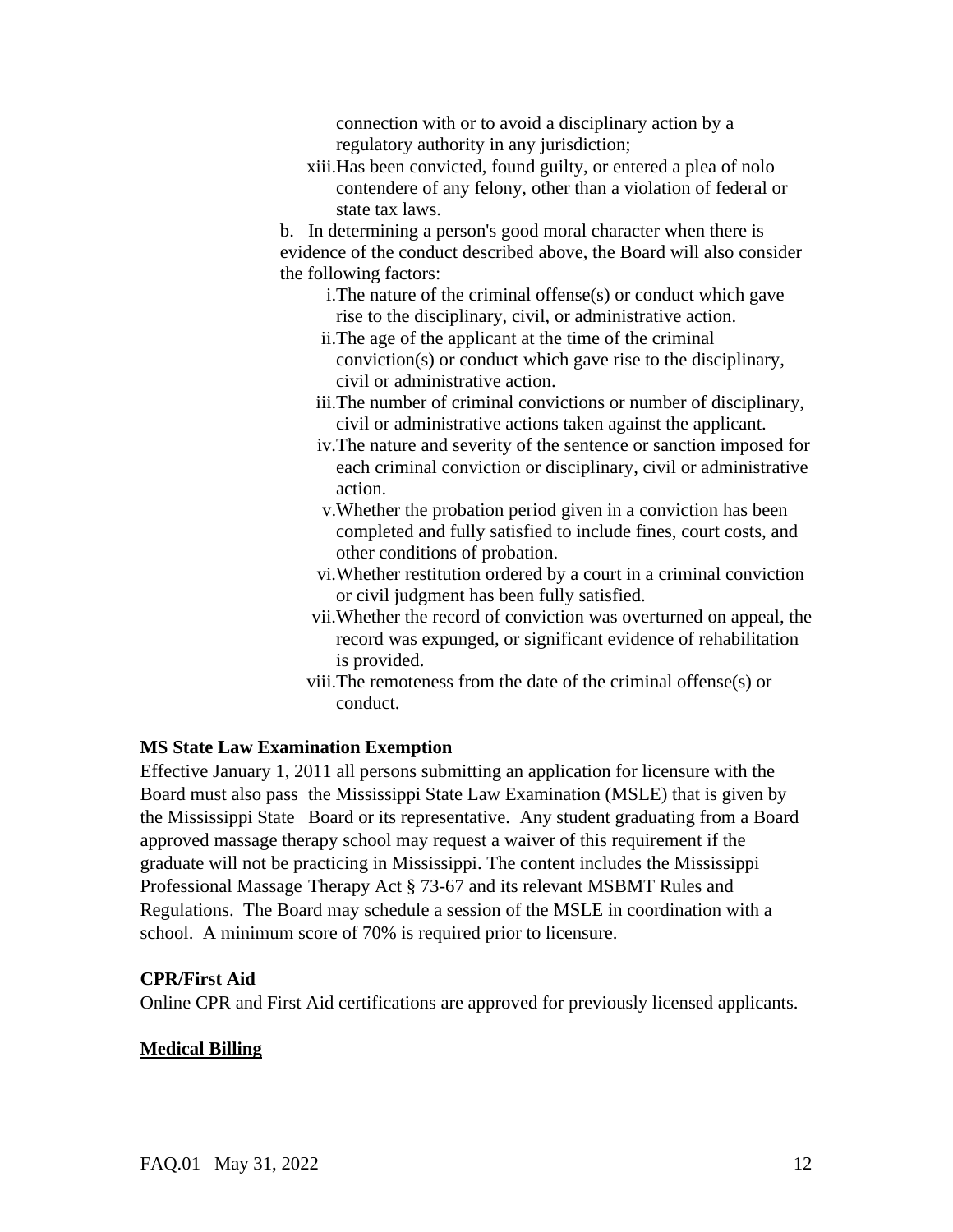connection with or to avoid a disciplinary action by a regulatory authority in any jurisdiction;

xiii. Has been convicted, found guilty, or entered a plea of nolo contendere of any felony, other than a violation of federal or state tax laws.

b. In determining a person's good moral character when there is evidence of the conduct described above, the Board will also consider the following factors:

i. The nature of the criminal offense(s) or conduct which gave rise to the disciplinary, civil, or administrative action.

ii. The age of the applicant at the time of the criminal conviction(s) or conduct which gave rise to the disciplinary, civil or administrative action.

iii. The number of criminal convictions or number of disciplinary, civil or administrative actions taken against the applicant.

iv. The nature and severity of the sentence or sanction imposed for each criminal conviction or disciplinary, civil or administrative action.

v. Whether the probation period given in a conviction has been completed and fully satisfied to include fines, court costs, and other conditions of probation.

vi. Whether restitution ordered by a court in a criminal conviction or civil judgment has been fully satisfied.

vii. Whether the record of conviction was overturned on appeal, the record was expunged, or significant evidence of rehabilitation is provided.

viii. The remoteness from the date of the criminal offense(s) or conduct.

**MS State Law Examination Exemption**

Effective January 1, 2011 all persons submitting an application for licensure with the Board must also pass the Mississippi State Law Examination (MSLE) that is given by the Mississippi State Board or its representative. Any student graduating from a Board approved massage therapy school may request a waiver of this requirement if the graduate will not be practicing in Mississippi. The content includes the Mississippi Professional Massage Therapy Act § 73-67 and its relevant MSBMT Rules and Regulations. The Board may schedule a session of the MSLE in coordination with a school. A minimum score of 70% is required prior to licensure.

**CPR/First Aid**

Online CPR and First Aid certifications are approved for previously licensed applicants.

**Medical Billing**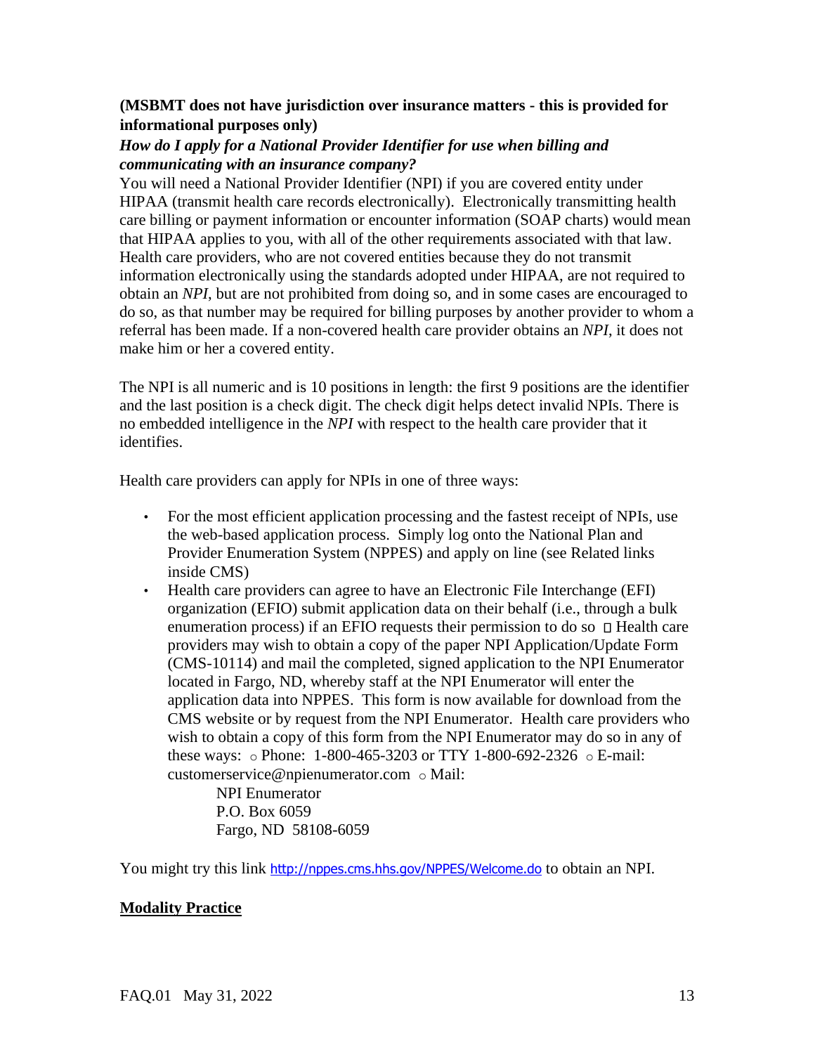**(MSBMT does not have jurisdiction over insurance matters - this is provided for informational purposes only)**

***How do I apply for a National Provider Identifier for use when billing and communicating with an insurance company?***

You will need a National Provider Identifier (NPI) if you are covered entity under HIPAA (transmit health care records electronically). Electronically transmitting health care billing or payment information or encounter information (SOAP charts) would mean that HIPAA applies to you, with all of the other requirements associated with that law. Health care providers, who are not covered entities because they do not transmit information electronically using the standards adopted under HIPAA, are not required to obtain an *NPI*, but are not prohibited from doing so, and in some cases are encouraged to do so, as that number may be required for billing purposes by another provider to whom a referral has been made. If a non-covered health care provider obtains an *NPI*, it does not make him or her a covered entity.

The NPI is all numeric and is 10 positions in length: the first 9 positions are the identifier and the last position is a check digit. The check digit helps detect invalid NPIs. There is no embedded intelligence in the *NPI* with respect to the health care provider that it identifies.

Health care providers can apply for NPIs in one of three ways:

- For the most efficient application processing and the fastest receipt of NPIs, use the web-based application process. Simply log onto the National Plan and Provider Enumeration System (NPPES) and apply on line (see Related links inside CMS)
- Health care providers can agree to have an Electronic File Interchange (EFI) organization (EFIO) submit application data on their behalf (i.e., through a bulk enumeration process) if an EFIO requests their permission to do so  Health care providers may wish to obtain a copy of the paper NPI Application/Update Form (CMS-10114) and mail the completed, signed application to the NPI Enumerator located in Fargo, ND, whereby staff at the NPI Enumerator will enter the application data into NPPES. This form is now available for download from the CMS website or by request from the NPI Enumerator. Health care providers who wish to obtain a copy of this form from the NPI Enumerator may do so in any of these ways: ○ Phone: 1-800-465-3203 or TTY 1-800-692-2326 ○ E-mail: customerservice@npienumerator.com ○ Mail:

  NPI Enumerator
  P.O. Box 6059
  Fargo, ND 58108-6059

You might try this link http://nppes.cms.hhs.gov/NPPES/Welcome.do to obtain an NPI.

**Modality Practice**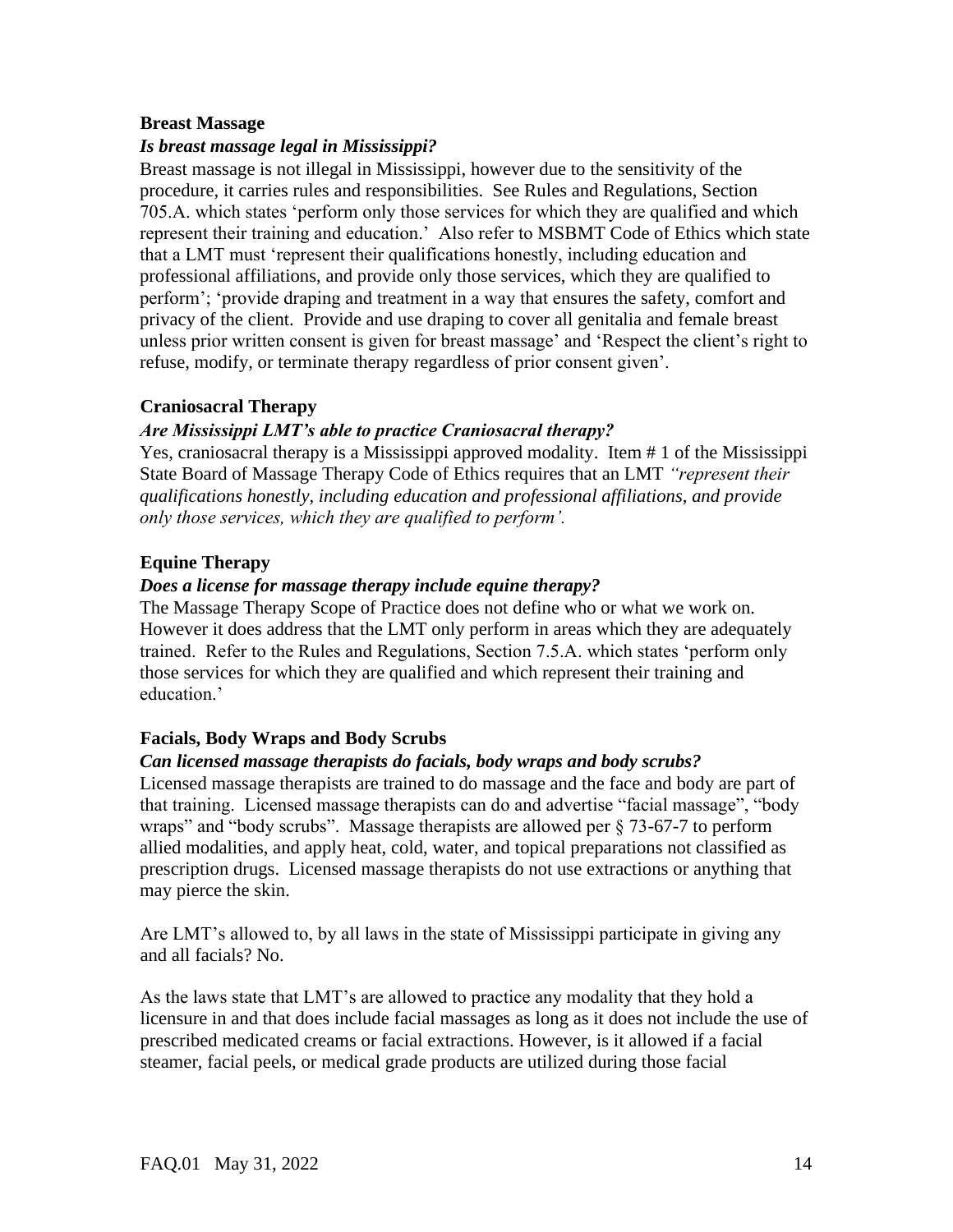**Breast Massage**

***Is breast massage legal in Mississippi?***

Breast massage is not illegal in Mississippi, however due to the sensitivity of the procedure, it carries rules and responsibilities. See Rules and Regulations, Section 705.A. which states 'perform only those services for which they are qualified and which represent their training and education.' Also refer to MSBMT Code of Ethics which state that a LMT must 'represent their qualifications honestly, including education and professional affiliations, and provide only those services, which they are qualified to perform'; 'provide draping and treatment in a way that ensures the safety, comfort and privacy of the client. Provide and use draping to cover all genitalia and female breast unless prior written consent is given for breast massage' and 'Respect the client's right to refuse, modify, or terminate therapy regardless of prior consent given'.

**Craniosacral Therapy**

***Are Mississippi LMT's able to practice Craniosacral therapy?***

Yes, craniosacral therapy is a Mississippi approved modality. Item # 1 of the Mississippi State Board of Massage Therapy Code of Ethics requires that an LMT *"represent their qualifications honestly, including education and professional affiliations, and provide only those services, which they are qualified to perform'.*

**Equine Therapy**

***Does a license for massage therapy include equine therapy?***

The Massage Therapy Scope of Practice does not define who or what we work on. However it does address that the LMT only perform in areas which they are adequately trained. Refer to the Rules and Regulations, Section 7.5.A. which states 'perform only those services for which they are qualified and which represent their training and education.'

**Facials, Body Wraps and Body Scrubs**

***Can licensed massage therapists do facials, body wraps and body scrubs?***

Licensed massage therapists are trained to do massage and the face and body are part of that training. Licensed massage therapists can do and advertise "facial massage", "body wraps" and "body scrubs". Massage therapists are allowed per § 73-67-7 to perform allied modalities, and apply heat, cold, water, and topical preparations not classified as prescription drugs. Licensed massage therapists do not use extractions or anything that may pierce the skin.

Are LMT's allowed to, by all laws in the state of Mississippi participate in giving any and all facials? No.

As the laws state that LMT's are allowed to practice any modality that they hold a licensure in and that does include facial massages as long as it does not include the use of prescribed medicated creams or facial extractions. However, is it allowed if a facial steamer, facial peels, or medical grade products are utilized during those facial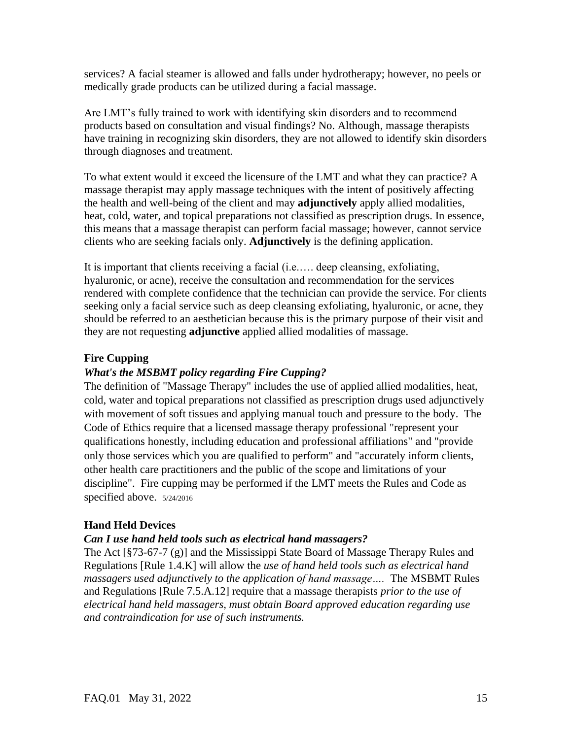services? A facial steamer is allowed and falls under hydrotherapy; however, no peels or medically grade products can be utilized during a facial massage.

Are LMT's fully trained to work with identifying skin disorders and to recommend products based on consultation and visual findings? No. Although, massage therapists have training in recognizing skin disorders, they are not allowed to identify skin disorders through diagnoses and treatment.

To what extent would it exceed the licensure of the LMT and what they can practice? A massage therapist may apply massage techniques with the intent of positively affecting the health and well-being of the client and may **adjunctively** apply allied modalities, heat, cold, water, and topical preparations not classified as prescription drugs. In essence, this means that a massage therapist can perform facial massage; however, cannot service clients who are seeking facials only. **Adjunctively** is the defining application.

It is important that clients receiving a facial (i.e.…. deep cleansing, exfoliating, hyaluronic, or acne), receive the consultation and recommendation for the services rendered with complete confidence that the technician can provide the service. For clients seeking only a facial service such as deep cleansing exfoliating, hyaluronic, or acne, they should be referred to an aesthetician because this is the primary purpose of their visit and they are not requesting **adjunctive** applied allied modalities of massage.

### Fire Cupping

***What's the MSBMT policy regarding Fire Cupping?***

The definition of "Massage Therapy" includes the use of applied allied modalities, heat, cold, water and topical preparations not classified as prescription drugs used adjunctively with movement of soft tissues and applying manual touch and pressure to the body. The Code of Ethics require that a licensed massage therapy professional "represent your qualifications honestly, including education and professional affiliations" and "provide only those services which you are qualified to perform" and "accurately inform clients, other health care practitioners and the public of the scope and limitations of your discipline". Fire cupping may be performed if the LMT meets the Rules and Code as specified above. 5/24/2016

### Hand Held Devices

***Can I use hand held tools such as electrical hand massagers?***

The Act [§73-67-7 (g)] and the Mississippi State Board of Massage Therapy Rules and Regulations [Rule 1.4.K] will allow the *use of hand held tools such as electrical hand massagers used adjunctively to the application of hand massage….* The MSBMT Rules and Regulations [Rule 7.5.A.12] require that a massage therapists *prior to the use of electrical hand held massagers, must obtain Board approved education regarding use and contraindication for use of such instruments.*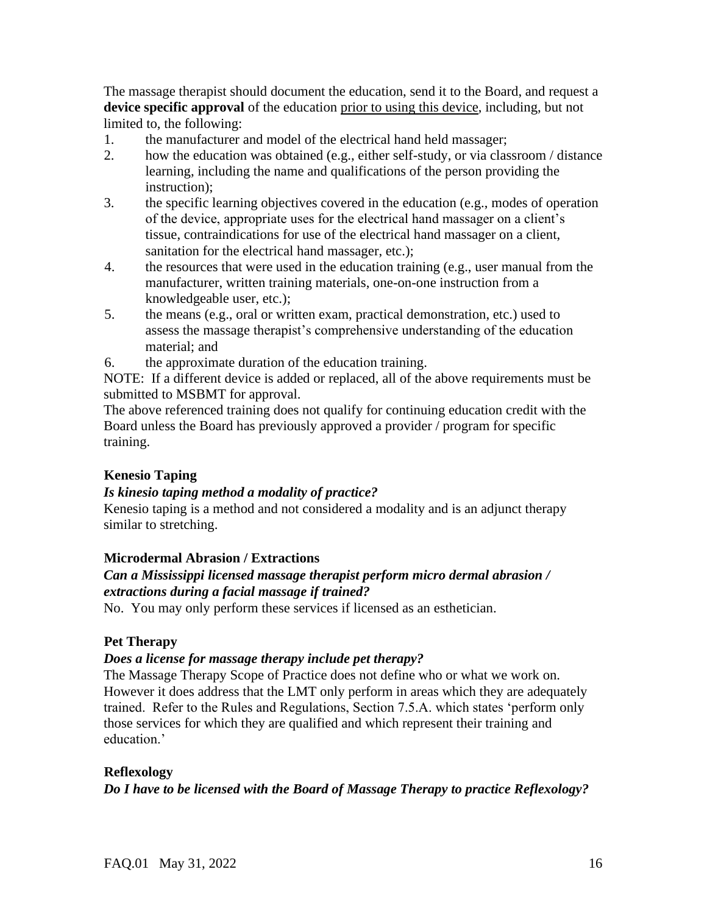The massage therapist should document the education, send it to the Board, and request a **device specific approval** of the education prior to using this device, including, but not limited to, the following:

1. the manufacturer and model of the electrical hand held massager;
2. how the education was obtained (e.g., either self-study, or via classroom / distance learning, including the name and qualifications of the person providing the instruction);
3. the specific learning objectives covered in the education (e.g., modes of operation of the device, appropriate uses for the electrical hand massager on a client's tissue, contraindications for use of the electrical hand massager on a client, sanitation for the electrical hand massager, etc.);
4. the resources that were used in the education training (e.g., user manual from the manufacturer, written training materials, one-on-one instruction from a knowledgeable user, etc.);
5. the means (e.g., oral or written exam, practical demonstration, etc.) used to assess the massage therapist's comprehensive understanding of the education material; and
6. the approximate duration of the education training.

NOTE: If a different device is added or replaced, all of the above requirements must be submitted to MSBMT for approval.

The above referenced training does not qualify for continuing education credit with the Board unless the Board has previously approved a provider / program for specific training.

**Kenesio Taping**

***Is kinesio taping method a modality of practice?***

Kenesio taping is a method and not considered a modality and is an adjunct therapy similar to stretching.

**Microdermal Abrasion / Extractions**

***Can a Mississippi licensed massage therapist perform micro dermal abrasion / extractions during a facial massage if trained?***

No. You may only perform these services if licensed as an esthetician.

**Pet Therapy**

***Does a license for massage therapy include pet therapy?***

The Massage Therapy Scope of Practice does not define who or what we work on. However it does address that the LMT only perform in areas which they are adequately trained. Refer to the Rules and Regulations, Section 7.5.A. which states 'perform only those services for which they are qualified and which represent their training and education.'

**Reflexology**

***Do I have to be licensed with the Board of Massage Therapy to practice Reflexology?***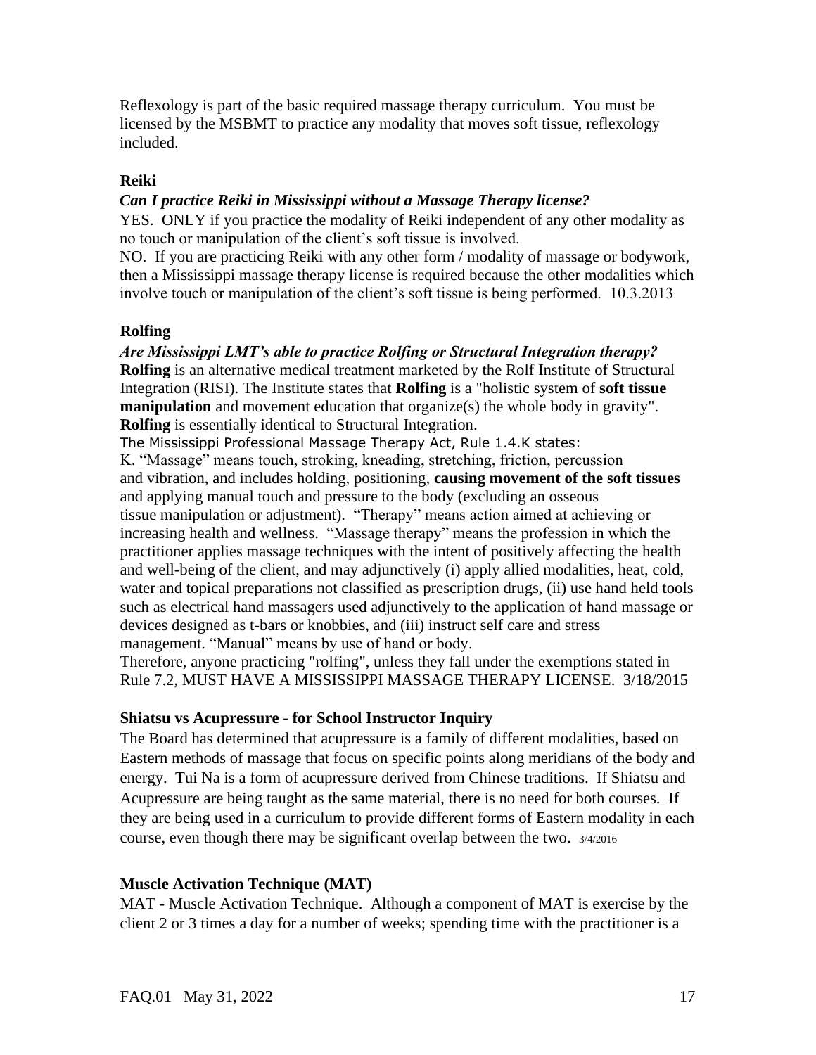Reflexology is part of the basic required massage therapy curriculum. You must be licensed by the MSBMT to practice any modality that moves soft tissue, reflexology included.

### Reiki

***Can I practice Reiki in Mississippi without a Massage Therapy license?***

YES. ONLY if you practice the modality of Reiki independent of any other modality as no touch or manipulation of the client's soft tissue is involved.

NO. If you are practicing Reiki with any other form / modality of massage or bodywork, then a Mississippi massage therapy license is required because the other modalities which involve touch or manipulation of the client's soft tissue is being performed. 10.3.2013

### Rolfing

***Are Mississippi LMT's able to practice Rolfing or Structural Integration therapy?***

**Rolfing** is an alternative medical treatment marketed by the Rolf Institute of Structural Integration (RISI). The Institute states that **Rolfing** is a "holistic system of **soft tissue manipulation** and movement education that organize(s) the whole body in gravity". **Rolfing** is essentially identical to Structural Integration.

The Mississippi Professional Massage Therapy Act, Rule 1.4.K states:

K. "Massage" means touch, stroking, kneading, stretching, friction, percussion and vibration, and includes holding, positioning, **causing movement of the soft tissues** and applying manual touch and pressure to the body (excluding an osseous tissue manipulation or adjustment). "Therapy" means action aimed at achieving or increasing health and wellness. "Massage therapy" means the profession in which the practitioner applies massage techniques with the intent of positively affecting the health and well-being of the client, and may adjunctively (i) apply allied modalities, heat, cold, water and topical preparations not classified as prescription drugs, (ii) use hand held tools such as electrical hand massagers used adjunctively to the application of hand massage or devices designed as t-bars or knobbies, and (iii) instruct self care and stress management. "Manual" means by use of hand or body.

Therefore, anyone practicing "rolfing", unless they fall under the exemptions stated in Rule 7.2, MUST HAVE A MISSISSIPPI MASSAGE THERAPY LICENSE. 3/18/2015

### Shiatsu vs Acupressure - for School Instructor Inquiry

The Board has determined that acupressure is a family of different modalities, based on Eastern methods of massage that focus on specific points along meridians of the body and energy. Tui Na is a form of acupressure derived from Chinese traditions. If Shiatsu and Acupressure are being taught as the same material, there is no need for both courses. If they are being used in a curriculum to provide different forms of Eastern modality in each course, even though there may be significant overlap between the two. 3/4/2016

### Muscle Activation Technique (MAT)

MAT - Muscle Activation Technique. Although a component of MAT is exercise by the client 2 or 3 times a day for a number of weeks; spending time with the practitioner is a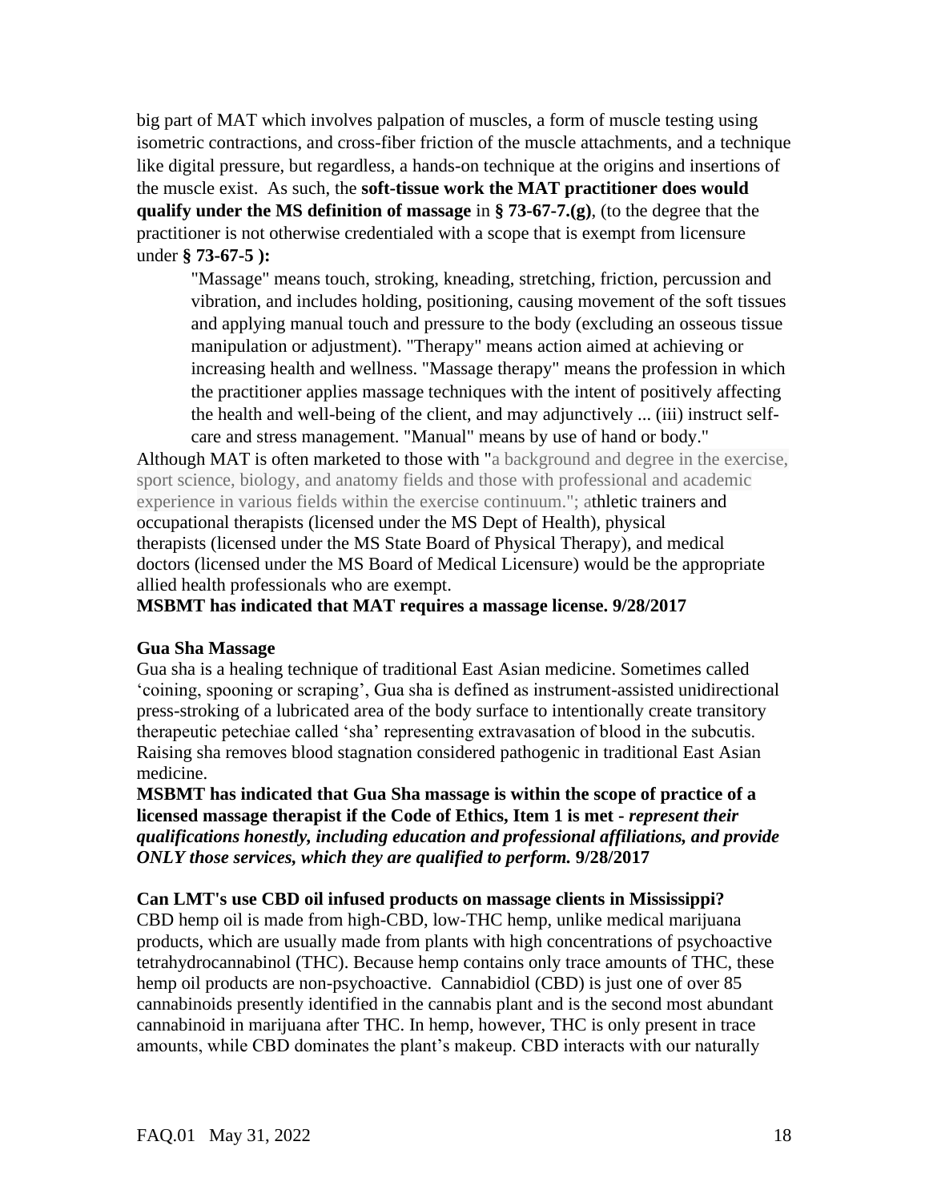big part of MAT which involves palpation of muscles, a form of muscle testing using isometric contractions, and cross-fiber friction of the muscle attachments, and a technique like digital pressure, but regardless, a hands-on technique at the origins and insertions of the muscle exist. As such, the **soft-tissue work the MAT practitioner does would qualify under the MS definition of massage** in **§ 73-67-7.(g)**, (to the degree that the practitioner is not otherwise credentialed with a scope that is exempt from licensure under **§ 73-67-5 ):**

> "Massage" means touch, stroking, kneading, stretching, friction, percussion and vibration, and includes holding, positioning, causing movement of the soft tissues and applying manual touch and pressure to the body (excluding an osseous tissue manipulation or adjustment). "Therapy" means action aimed at achieving or increasing health and wellness. "Massage therapy" means the profession in which the practitioner applies massage techniques with the intent of positively affecting the health and well-being of the client, and may adjunctively ... (iii) instruct self-care and stress management. "Manual" means by use of hand or body."

Although MAT is often marketed to those with "a background and degree in the exercise, sport science, biology, and anatomy fields and those with professional and academic experience in various fields within the exercise continuum."; athletic trainers and occupational therapists (licensed under the MS Dept of Health), physical therapists (licensed under the MS State Board of Physical Therapy), and medical doctors (licensed under the MS Board of Medical Licensure) would be the appropriate allied health professionals who are exempt.

**MSBMT has indicated that MAT requires a massage license. 9/28/2017**

**Gua Sha Massage**

Gua sha is a healing technique of traditional East Asian medicine. Sometimes called 'coining, spooning or scraping', Gua sha is defined as instrument-assisted unidirectional press-stroking of a lubricated area of the body surface to intentionally create transitory therapeutic petechiae called 'sha' representing extravasation of blood in the subcutis. Raising sha removes blood stagnation considered pathogenic in traditional East Asian medicine.

**MSBMT has indicated that Gua Sha massage is within the scope of practice of a licensed massage therapist if the Code of Ethics, Item 1 is met -** ***represent their qualifications honestly, including education and professional affiliations, and provide ONLY those services, which they are qualified to perform.*** **9/28/2017**

**Can LMT's use CBD oil infused products on massage clients in Mississippi?**

CBD hemp oil is made from high-CBD, low-THC hemp, unlike medical marijuana products, which are usually made from plants with high concentrations of psychoactive tetrahydrocannabinol (THC). Because hemp contains only trace amounts of THC, these hemp oil products are non-psychoactive. Cannabidiol (CBD) is just one of over 85 cannabinoids presently identified in the cannabis plant and is the second most abundant cannabinoid in marijuana after THC. In hemp, however, THC is only present in trace amounts, while CBD dominates the plant's makeup. CBD interacts with our naturally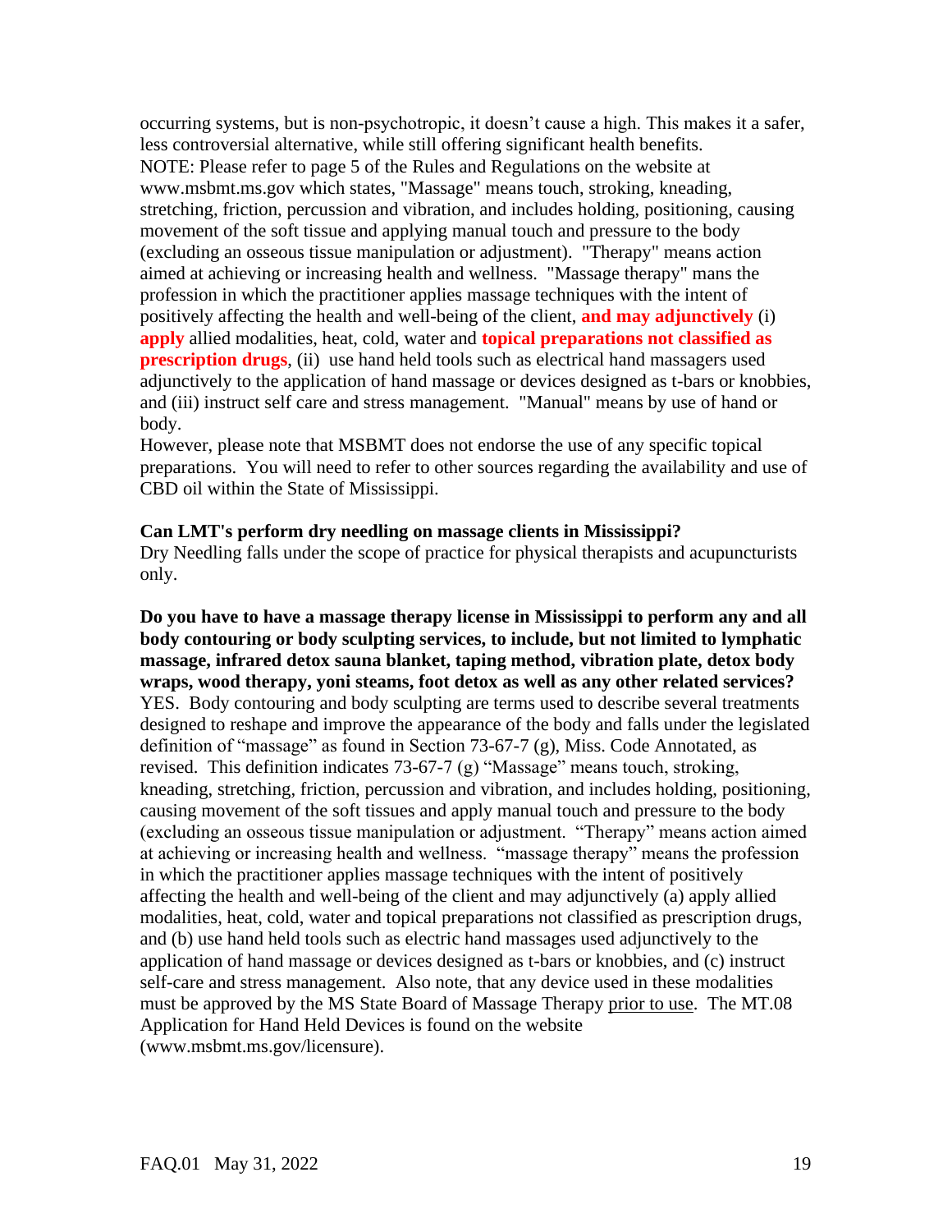occurring systems, but is non-psychotropic, it doesn't cause a high. This makes it a safer, less controversial alternative, while still offering significant health benefits.
NOTE: Please refer to page 5 of the Rules and Regulations on the website at www.msbmt.ms.gov which states, "Massage" means touch, stroking, kneading, stretching, friction, percussion and vibration, and includes holding, positioning, causing movement of the soft tissue and applying manual touch and pressure to the body (excluding an osseous tissue manipulation or adjustment). "Therapy" means action aimed at achieving or increasing health and wellness. "Massage therapy" mans the profession in which the practitioner applies massage techniques with the intent of positively affecting the health and well-being of the client, **and may adjunctively** (i) **apply** allied modalities, heat, cold, water and **topical preparations not classified as prescription drugs**, (ii) use hand held tools such as electrical hand massagers used adjunctively to the application of hand massage or devices designed as t-bars or knobbies, and (iii) instruct self care and stress management. "Manual" means by use of hand or body.
However, please note that MSBMT does not endorse the use of any specific topical preparations. You will need to refer to other sources regarding the availability and use of CBD oil within the State of Mississippi.

**Can LMT's perform dry needling on massage clients in Mississippi?**
Dry Needling falls under the scope of practice for physical therapists and acupuncturists only.

**Do you have to have a massage therapy license in Mississippi to perform any and all body contouring or body sculpting services, to include, but not limited to lymphatic massage, infrared detox sauna blanket, taping method, vibration plate, detox body wraps, wood therapy, yoni steams, foot detox as well as any other related services?**
YES. Body contouring and body sculpting are terms used to describe several treatments designed to reshape and improve the appearance of the body and falls under the legislated definition of "massage" as found in Section 73-67-7 (g), Miss. Code Annotated, as revised. This definition indicates 73-67-7 (g) "Massage" means touch, stroking, kneading, stretching, friction, percussion and vibration, and includes holding, positioning, causing movement of the soft tissues and apply manual touch and pressure to the body (excluding an osseous tissue manipulation or adjustment. "Therapy" means action aimed at achieving or increasing health and wellness. "massage therapy" means the profession in which the practitioner applies massage techniques with the intent of positively affecting the health and well-being of the client and may adjunctively (a) apply allied modalities, heat, cold, water and topical preparations not classified as prescription drugs, and (b) use hand held tools such as electric hand massages used adjunctively to the application of hand massage or devices designed as t-bars or knobbies, and (c) instruct self-care and stress management. Also note, that any device used in these modalities must be approved by the MS State Board of Massage Therapy <u>prior to use</u>. The MT.08 Application for Hand Held Devices is found on the website (www.msbmt.ms.gov/licensure).

FAQ.01 May 31, 2022